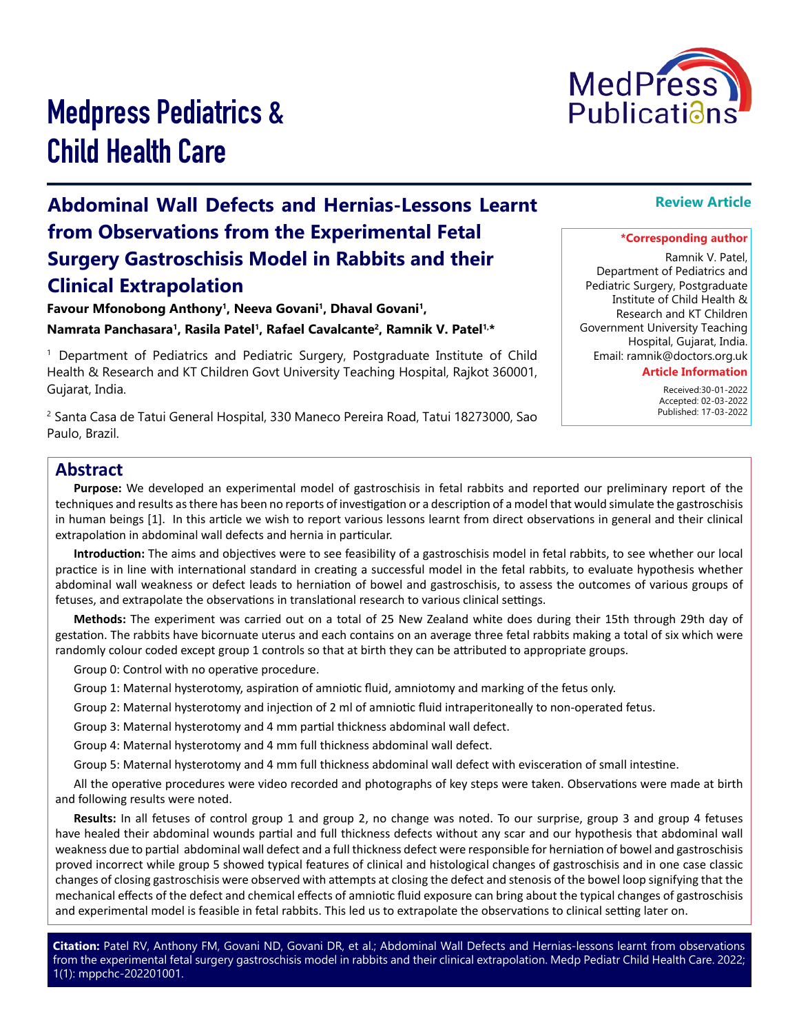# Medpress Pediatrics & Child Health Care

## Abdominal Wall Defects and Hernias-Lessons Learnt from Observations from the Experimental Fetal Surgery Gastroschisis Model in Rabbits and their Clinical Extrapolation

**Review Article**

**Favour Mfonobong Anthony[1], Neeva Govani[1], Dhaval Govani[1], Namrata Panchasara[1], Rasila Patel[1], Rafael Cavalcante[2], Ramnik V. Patel[1,*]**

[1] Department of Pediatrics and Pediatric Surgery, Postgraduate Institute of Child Health & Research and KT Children Govt University Teaching Hospital, Rajkot 360001, Gujarat, India.

[2] Santa Casa de Tatui General Hospital, 330 Maneco Pereira Road, Tatui 18273000, Sao Paulo, Brazil.

**\*Corresponding author**

Ramnik V. Patel, Department of Pediatrics and Pediatric Surgery, Postgraduate Institute of Child Health & Research and KT Children Government University Teaching Hospital, Gujarat, India. Email: ramnik@doctors.org.uk

**Article Information**

Received:30-01-2022
Accepted: 02-03-2022
Published: 17-03-2022

## Abstract

**Purpose:** We developed an experimental model of gastroschisis in fetal rabbits and reported our preliminary report of the techniques and results as there has been no reports of investigation or a description of a model that would simulate the gastroschisis in human beings [1]. In this article we wish to report various lessons learnt from direct observations in general and their clinical extrapolation in abdominal wall defects and hernia in particular.

**Introduction:** The aims and objectives were to see feasibility of a gastroschisis model in fetal rabbits, to see whether our local practice is in line with international standard in creating a successful model in the fetal rabbits, to evaluate hypothesis whether abdominal wall weakness or defect leads to herniation of bowel and gastroschisis, to assess the outcomes of various groups of fetuses, and extrapolate the observations in translational research to various clinical settings.

**Methods:** The experiment was carried out on a total of 25 New Zealand white does during their 15th through 29th day of gestation. The rabbits have bicornuate uterus and each contains on an average three fetal rabbits making a total of six which were randomly colour coded except group 1 controls so that at birth they can be attributed to appropriate groups.

Group 0: Control with no operative procedure.

Group 1: Maternal hysterotomy, aspiration of amniotic fluid, amniotomy and marking of the fetus only.

Group 2: Maternal hysterotomy and injection of 2 ml of amniotic fluid intraperitoneally to non-operated fetus.

Group 3: Maternal hysterotomy and 4 mm partial thickness abdominal wall defect.

Group 4: Maternal hysterotomy and 4 mm full thickness abdominal wall defect.

Group 5: Maternal hysterotomy and 4 mm full thickness abdominal wall defect with evisceration of small intestine.

All the operative procedures were video recorded and photographs of key steps were taken. Observations were made at birth and following results were noted.

**Results:** In all fetuses of control group 1 and group 2, no change was noted. To our surprise, group 3 and group 4 fetuses have healed their abdominal wounds partial and full thickness defects without any scar and our hypothesis that abdominal wall weakness due to partial abdominal wall defect and a full thickness defect were responsible for herniation of bowel and gastroschisis proved incorrect while group 5 showed typical features of clinical and histological changes of gastroschisis and in one case classic changes of closing gastroschisis were observed with attempts at closing the defect and stenosis of the bowel loop signifying that the mechanical effects of the defect and chemical effects of amniotic fluid exposure can bring about the typical changes of gastroschisis and experimental model is feasible in fetal rabbits. This led us to extrapolate the observations to clinical setting later on.

**Citation:** Patel RV, Anthony FM, Govani ND, Govani DR, et al.; Abdominal Wall Defects and Hernias-lessons learnt from observations from the experimental fetal surgery gastroschisis model in rabbits and their clinical extrapolation. Medp Pediatr Child Health Care. 2022; 1(1): mppchc-202201001.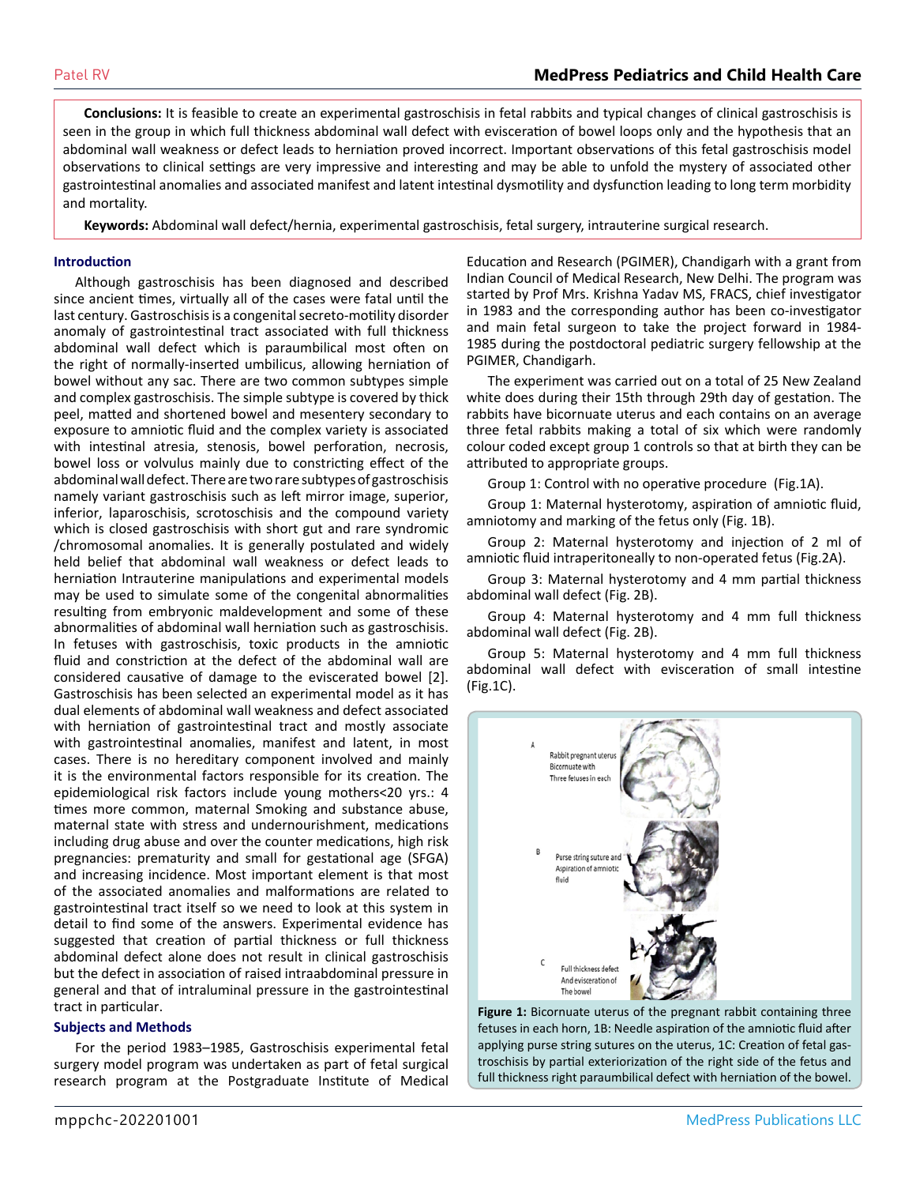**Conclusions:** It is feasible to create an experimental gastroschisis in fetal rabbits and typical changes of clinical gastroschisis is seen in the group in which full thickness abdominal wall defect with evisceration of bowel loops only and the hypothesis that an abdominal wall weakness or defect leads to herniation proved incorrect. Important observations of this fetal gastroschisis model observations to clinical settings are very impressive and interesting and may be able to unfold the mystery of associated other gastrointestinal anomalies and associated manifest and latent intestinal dysmotility and dysfunction leading to long term morbidity and mortality.

**Keywords:** Abdominal wall defect/hernia, experimental gastroschisis, fetal surgery, intrauterine surgical research.

## Introduction

Although gastroschisis has been diagnosed and described since ancient times, virtually all of the cases were fatal until the last century. Gastroschisis is a congenital secreto-motility disorder anomaly of gastrointestinal tract associated with full thickness abdominal wall defect which is paraumbilical most often on the right of normally-inserted umbilicus, allowing herniation of bowel without any sac. There are two common subtypes simple and complex gastroschisis. The simple subtype is covered by thick peel, matted and shortened bowel and mesentery secondary to exposure to amniotic fluid and the complex variety is associated with intestinal atresia, stenosis, bowel perforation, necrosis, bowel loss or volvulus mainly due to constricting effect of the abdominal wall defect. There are two rare subtypes of gastroschisis namely variant gastroschisis such as left mirror image, superior, inferior, laparoschisis, scrotoschisis and the compound variety which is closed gastroschisis with short gut and rare syndromic /chromosomal anomalies. It is generally postulated and widely held belief that abdominal wall weakness or defect leads to herniation Intrauterine manipulations and experimental models may be used to simulate some of the congenital abnormalities resulting from embryonic maldevelopment and some of these abnormalities of abdominal wall herniation such as gastroschisis. In fetuses with gastroschisis, toxic products in the amniotic fluid and constriction at the defect of the abdominal wall are considered causative of damage to the eviscerated bowel [2]. Gastroschisis has been selected an experimental model as it has dual elements of abdominal wall weakness and defect associated with herniation of gastrointestinal tract and mostly associate with gastrointestinal anomalies, manifest and latent, in most cases. There is no hereditary component involved and mainly it is the environmental factors responsible for its creation. The epidemiological risk factors include young mothers<20 yrs.: 4 times more common, maternal Smoking and substance abuse, maternal state with stress and undernourishment, medications including drug abuse and over the counter medications, high risk pregnancies: prematurity and small for gestational age (SFGA) and increasing incidence. Most important element is that most of the associated anomalies and malformations are related to gastrointestinal tract itself so we need to look at this system in detail to find some of the answers. Experimental evidence has suggested that creation of partial thickness or full thickness abdominal wall defect alone does not result in clinical gastroschisis but the defect in association of raised intraabdominal pressure in general and that of intraluminal pressure in the gastrointestinal tract in particular.

## Subjects and Methods

For the period 1983–1985, Gastroschisis experimental fetal surgery model program was undertaken as part of fetal surgical research program at the Postgraduate Institute of Medical Education and Research (PGIMER), Chandigarh with a grant from Indian Council of Medical Research, New Delhi. The program was started by Prof Mrs. Krishna Yadav MS, FRACS, chief investigator in 1983 and the corresponding author has been co-investigator and main fetal surgeon to take the project forward in 1984-1985 during the postdoctoral pediatric surgery fellowship at the PGIMER, Chandigarh.

The experiment was carried out on a total of 25 New Zealand white does during their 15th through 29th day of gestation. The rabbits have bicornuate uterus and each contains on an average three fetal rabbits making a total of six which were randomly colour coded except group 1 controls so that at birth they can be attributed to appropriate groups.

Group 1: Control with no operative procedure (Fig.1A).

Group 1: Maternal hysterotomy, aspiration of amniotic fluid, amniotomy and marking of the fetus only (Fig. 1B).

Group 2: Maternal hysterotomy and injection of 2 ml of amniotic fluid intraperitoneally to non-operated fetus (Fig.2A).

Group 3: Maternal hysterotomy and 4 mm partial thickness abdominal wall defect (Fig. 2B).

Group 4: Maternal hysterotomy and 4 mm full thickness abdominal wall defect (Fig. 2B).

Group 5: Maternal hysterotomy and 4 mm full thickness abdominal wall defect with evisceration of small intestine (Fig.1C).

**Figure 1:** Bicornuate uterus of the pregnant rabbit containing three fetuses in each horn, 1B: Needle aspiration of the amniotic fluid after applying purse string sutures on the uterus, 1C: Creation of fetal gastroschisis by partial exteriorization of the right side of the fetus and full thickness right paraumbilical defect with herniation of the bowel.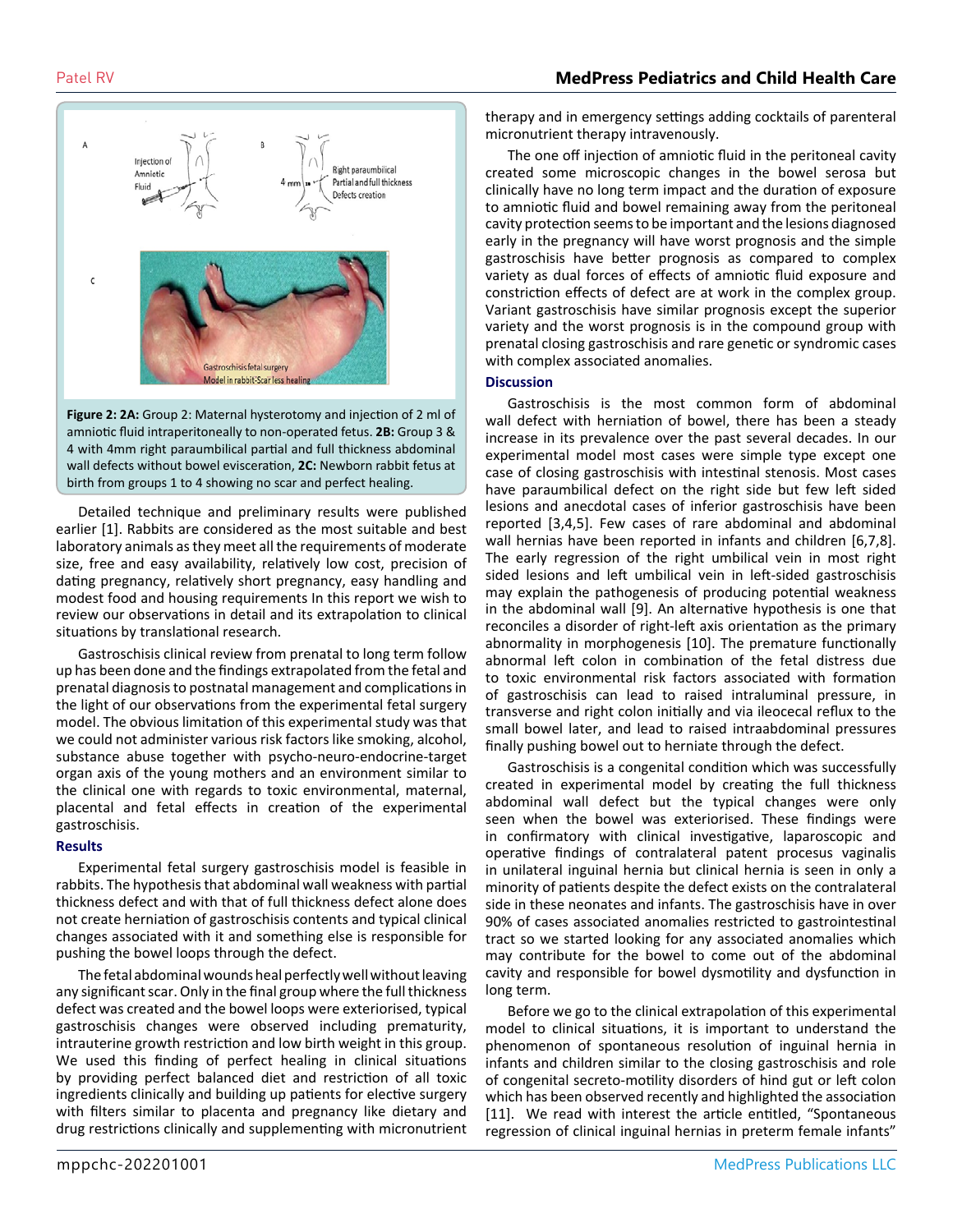**Figure 2: 2A:** Group 2: Maternal hysterotomy and injection of 2 ml of amniotic fluid intraperitoneally to non-operated fetus. **2B:** Group 3 & 4 with 4mm right paraumbilical partial and full thickness abdominal wall defects without bowel evisceration, **2C:** Newborn rabbit fetus at birth from groups 1 to 4 showing no scar and perfect healing.

Detailed technique and preliminary results were published earlier [1]. Rabbits are considered as the most suitable and best laboratory animals as they meet all the requirements of moderate size, free and easy availability, relatively low cost, precision of dating pregnancy, relatively short pregnancy, easy handling and modest food and housing requirements In this report we wish to review our observations in detail and its extrapolation to clinical situations by translational research.

Gastroschisis clinical review from prenatal to long term follow up has been done and the findings extrapolated from the fetal and prenatal diagnosis to postnatal management and complications in the light of our observations from the experimental fetal surgery model. The obvious limitation of this experimental study was that we could not administer various risk factors like smoking, alcohol, substance abuse together with psycho-neuro-endocrine-target organ axis of the young mothers and an environment similar to the clinical one with regards to toxic environmental, maternal, placental and fetal effects in creation of the experimental gastroschisis.

## Results

Experimental fetal surgery gastroschisis model is feasible in rabbits. The hypothesis that abdominal wall weakness with partial thickness defect and with that of full thickness defect alone does not create herniation of gastroschisis contents and typical clinical changes associated with it and something else is responsible for pushing the bowel loops through the defect.

The fetal abdominal wounds heal perfectly well without leaving any significant scar. Only in the final group where the full thickness defect was created and the bowel loops were exteriorised, typical gastroschisis changes were observed including prematurity, intrauterine growth restriction and low birth weight in this group. We used this finding of perfect healing in clinical situations by providing perfect balanced diet and restriction of all toxic ingredients clinically and building up patients for elective surgery with filters similar to placenta and pregnancy like dietary and drug restrictions clinically and supplementing with micronutrient therapy and in emergency settings adding cocktails of parenteral micronutrient therapy intravenously.

The one off injection of amniotic fluid in the peritoneal cavity created some microscopic changes in the bowel serosa but clinically have no long term impact and the duration of exposure to amniotic fluid and bowel remaining away from the peritoneal cavity protection seems to be important and the lesions diagnosed early in the pregnancy will have worst prognosis and the simple gastroschisis have better prognosis as compared to complex variety as dual forces of effects of amniotic fluid exposure and constriction effects of defect are at work in the complex group. Variant gastroschisis have similar prognosis except the superior variety and the worst prognosis is in the compound group with prenatal closing gastroschisis and rare genetic or syndromic cases with complex associated anomalies.

## Discussion

Gastroschisis is the most common form of abdominal wall defect with herniation of bowel, there has been a steady increase in its prevalence over the past several decades. In our experimental model most cases were simple type except one case of closing gastroschisis with intestinal stenosis. Most cases have paraumbilical defect on the right side but few left sided lesions and anecdotal cases of inferior gastroschisis have been reported [3,4,5]. Few cases of rare abdominal and abdominal wall hernias have been reported in infants and children [6,7,8]. The early regression of the right umbilical vein in most right sided lesions and left umbilical vein in left-sided gastroschisis may explain the pathogenesis of producing potential weakness in the abdominal wall [9]. An alternative hypothesis is one that reconciles a disorder of right-left axis orientation as the primary abnormality in morphogenesis [10]. The premature functionally abnormal left colon in combination of the fetal distress due to toxic environmental risk factors associated with formation of gastroschisis can lead to raised intraluminal pressure, in transverse and right colon initially and via ileocecal reflux to the small bowel later, and lead to raised intraabdominal pressures finally pushing bowel out to herniate through the defect.

Gastroschisis is a congenital condition which was successfully created in experimental model by creating the full thickness abdominal wall defect but the typical changes were only seen when the bowel was exteriorised. These findings were in confirmatory with clinical investigative, laparoscopic and operative findings of contralateral patent procesus vaginalis in unilateral inguinal hernia but clinical hernia is seen in only a minority of patients despite the defect exists on the contralateral side in these neonates and infants. The gastroschisis have in over 90% of cases associated anomalies restricted to gastrointestinal tract so we started looking for any associated anomalies which may contribute for the bowel to come out of the abdominal cavity and responsible for bowel dysmotility and dysfunction in long term.

Before we go to the clinical extrapolation of this experimental model to clinical situations, it is important to understand the phenomenon of spontaneous resolution of inguinal hernia in infants and children similar to the closing gastroschisis and role of congenital secreto-motility disorders of hind gut or left colon which has been observed recently and highlighted the association [11]. We read with interest the article entitled, "Spontaneous regression of clinical inguinal hernias in preterm female infants"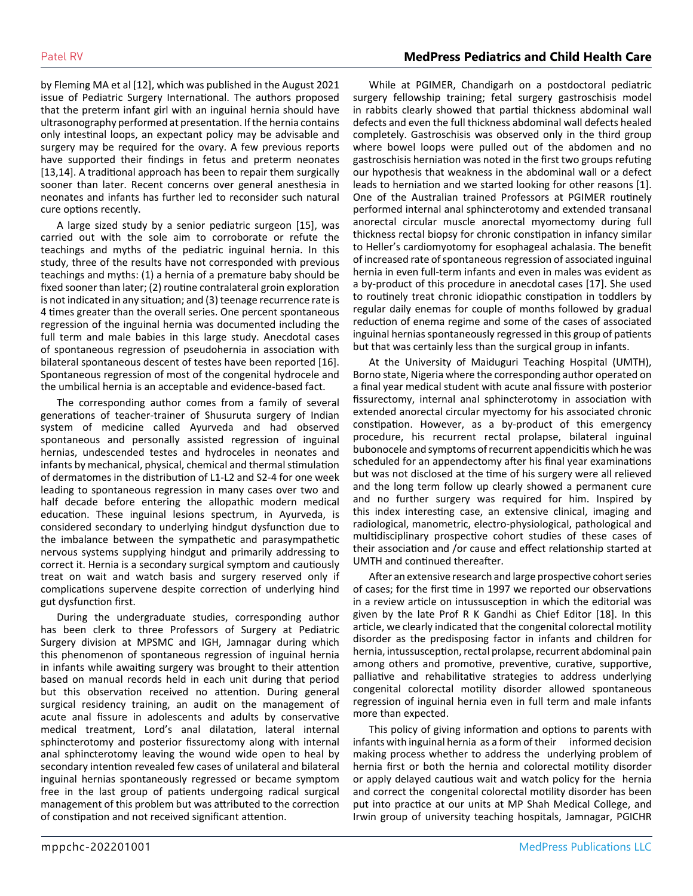by Fleming MA et al [12], which was published in the August 2021 issue of Pediatric Surgery International. The authors proposed that the preterm infant girl with an inguinal hernia should have ultrasonography performed at presentation. If the hernia contains only intestinal loops, an expectant policy may be advisable and surgery may be required for the ovary. A few previous reports have supported their findings in fetus and preterm neonates [13,14]. A traditional approach has been to repair them surgically sooner than later. Recent concerns over general anesthesia in neonates and infants has further led to reconsider such natural cure options recently.

A large sized study by a senior pediatric surgeon [15], was carried out with the sole aim to corroborate or refute the teachings and myths of the pediatric inguinal hernia. In this study, three of the results have not corresponded with previous teachings and myths: (1) a hernia of a premature baby should be fixed sooner than later; (2) routine contralateral groin exploration is not indicated in any situation; and (3) teenage recurrence rate is 4 times greater than the overall series. One percent spontaneous regression of the inguinal hernia was documented including the full term and male babies in this large study. Anecdotal cases of spontaneous regression of pseudohernia in association with bilateral spontaneous descent of testes have been reported [16]. Spontaneous regression of most of the congenital hydrocele and the umbilical hernia is an acceptable and evidence-based fact.

The corresponding author comes from a family of several generations of teacher-trainer of Shusuruta surgery of Indian system of medicine called Ayurveda and had observed spontaneous and personally assisted regression of inguinal hernias, undescended testes and hydroceles in neonates and infants by mechanical, physical, chemical and thermal stimulation of dermatomes in the distribution of L1-L2 and S2-4 for one week leading to spontaneous regression in many cases over two and half decade before entering the allopathic modern medical education. These inguinal lesions spectrum, in Ayurveda, is considered secondary to underlying hindgut dysfunction due to the imbalance between the sympathetic and parasympathetic nervous systems supplying hindgut and primarily addressing to correct it. Hernia is a secondary surgical symptom and cautiously treat on wait and watch basis and surgery reserved only if complications supervene despite correction of underlying hind gut dysfunction first.

During the undergraduate studies, corresponding author has been clerk to three Professors of Surgery at Pediatric Surgery division at MPSMC and IGH, Jamnagar during which this phenomenon of spontaneous regression of inguinal hernia in infants while awaiting surgery was brought to their attention based on manual records held in each unit during that period but this observation received no attention. During general surgical residency training, an audit on the management of acute anal fissure in adolescents and adults by conservative medical treatment, Lord's anal dilatation, lateral internal sphincterotomy and posterior fissurectomy along with internal anal sphincterotomy leaving the wound wide open to heal by secondary intention revealed few cases of unilateral and bilateral inguinal hernias spontaneously regressed or became symptom free in the last group of patients undergoing radical surgical management of this problem but was attributed to the correction of constipation and not received significant attention.

While at PGIMER, Chandigarh on a postdoctoral pediatric surgery fellowship training; fetal surgery gastroschisis model in rabbits clearly showed that partial thickness abdominal wall defects and even the full thickness abdominal wall defects healed completely. Gastroschisis was observed only in the third group where bowel loops were pulled out of the abdomen and no gastroschisis herniation was noted in the first two groups refuting our hypothesis that weakness in the abdominal wall or a defect leads to herniation and we started looking for other reasons [1]. One of the Australian trained Professors at PGIMER routinely performed internal anal sphincterotomy and extended transanal anorectal circular muscle anorectal myomectomy during full thickness rectal biopsy for chronic constipation in infancy similar to Heller's cardiomyotomy for esophageal achalasia. The benefit of increased rate of spontaneous regression of associated inguinal hernia in even full-term infants and even in males was evident as a by-product of this procedure in anecdotal cases [17]. She used to routinely treat chronic idiopathic constipation in toddlers by regular daily enemas for couple of months followed by gradual reduction of enema regime and some of the cases of associated inguinal hernias spontaneously regressed in this group of patients but that was certainly less than the surgical group in infants.

At the University of Maiduguri Teaching Hospital (UMTH), Borno state, Nigeria where the corresponding author operated on a final year medical student with acute anal fissure with posterior fissurectomy, internal anal sphincterotomy in association with extended anorectal circular myectomy for his associated chronic constipation. However, as a by-product of this emergency procedure, his recurrent rectal prolapse, bilateral inguinal bubonocele and symptoms of recurrent appendicitis which he was scheduled for an appendectomy after his final year examinations but was not disclosed at the time of his surgery were all relieved and the long term follow up clearly showed a permanent cure and no further surgery was required for him. Inspired by this index interesting case, an extensive clinical, imaging and radiological, manometric, electro-physiological, pathological and multidisciplinary prospective cohort studies of these cases of their association and /or cause and effect relationship started at UMTH and continued thereafter.

After an extensive research and large prospective cohort series of cases; for the first time in 1997 we reported our observations in a review article on intussusception in which the editorial was given by the late Prof R K Gandhi as Chief Editor [18]. In this article, we clearly indicated that the congenital colorectal motility disorder as the predisposing factor in infants and children for hernia, intussusception, rectal prolapse, recurrent abdominal pain among others and promotive, preventive, curative, supportive, palliative and rehabilitative strategies to address underlying congenital colorectal motility disorder allowed spontaneous regression of inguinal hernia even in full term and male infants more than expected.

This policy of giving information and options to parents with infants with inguinal hernia as a form of their informed decision making process whether to address the underlying problem of hernia first or both the hernia and colorectal motility disorder or apply delayed cautious wait and watch policy for the hernia and correct the congenital colorectal motility disorder has been put into practice at our units at MP Shah Medical College, and Irwin group of university teaching hospitals, Jamnagar, PGICHR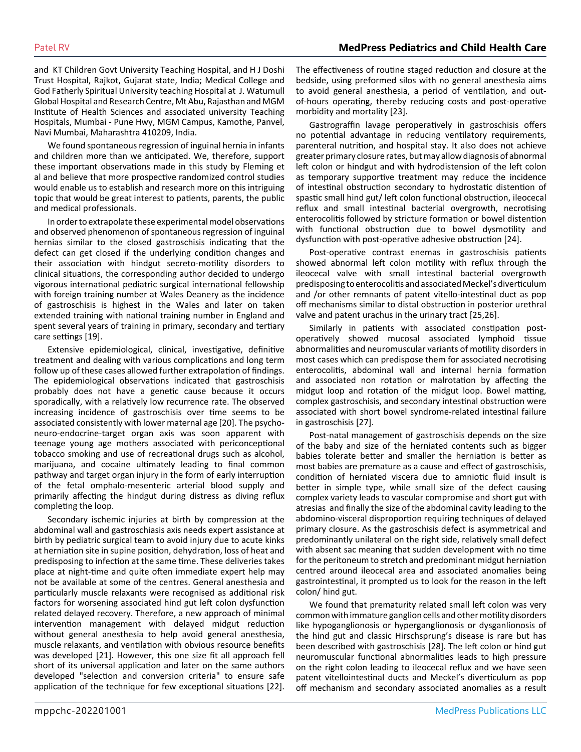and KT Children Govt University Teaching Hospital, and H J Doshi Trust Hospital, Rajkot, Gujarat state, India; Medical College and God Fatherly Spiritual University teaching Hospital at J. Watumull Global Hospital and Research Centre, Mt Abu, Rajasthan and MGM Institute of Health Sciences and associated university Teaching Hospitals, Mumbai - Pune Hwy, MGM Campus, Kamothe, Panvel, Navi Mumbai, Maharashtra 410209, India.

We found spontaneous regression of inguinal hernia in infants and children more than we anticipated. We, therefore, support these important observations made in this study by Fleming et al and believe that more prospective randomized control studies would enable us to establish and research more on this intriguing topic that would be great interest to patients, parents, the public and medical professionals.

In order to extrapolate these experimental model observations and observed phenomenon of spontaneous regression of inguinal hernias similar to the closed gastroschisis indicating that the defect can get closed if the underlying condition changes and their association with hindgut secreto-motility disorders to clinical situations, the corresponding author decided to undergo vigorous international pediatric surgical international fellowship with foreign training number at Wales Deanery as the incidence of gastroschisis is highest in the Wales and later on taken extended training with national training number in England and spent several years of training in primary, secondary and tertiary care settings [19].

Extensive epidemiological, clinical, investigative, definitive treatment and dealing with various complications and long term follow up of these cases allowed further extrapolation of findings. The epidemiological observations indicated that gastroschisis probably does not have a genetic cause because it occurs sporadically, with a relatively low recurrence rate. The observed increasing incidence of gastroschisis over time seems to be associated consistently with lower maternal age [20]. The psycho-neuro-endocrine-target organ axis was soon apparent with teenage young age mothers associated with periconceptional tobacco smoking and use of recreational drugs such as alcohol, marijuana, and cocaine ultimately leading to final common pathway and target organ injury in the form of early interruption of the fetal omphalo-mesenteric arterial blood supply and primarily affecting the hindgut during distress as diving reflux completing the loop.

Secondary ischemic injuries at birth by compression at the abdominal wall and gastroschiasis axis needs expert assistance at birth by pediatric surgical team to avoid injury due to acute kinks at herniation site in supine position, dehydration, loss of heat and predisposing to infection at the same time. These deliveries takes place at night-time and quite often immediate expert help may not be available at some of the centres. General anesthesia and particularly muscle relaxants were recognised as additional risk factors for worsening associated hind gut left colon dysfunction related delayed recovery. Therefore, a new approach of minimal intervention management with delayed midgut reduction without general anesthesia to help avoid general anesthesia, muscle relaxants, and ventilation with obvious resource benefits was developed [21]. However, this one size fit all approach fell short of its universal application and later on the same authors developed "selection and conversion criteria" to ensure safe application of the technique for few exceptional situations [22]. The effectiveness of routine staged reduction and closure at the bedside, using preformed silos with no general anesthesia aims to avoid general anesthesia, a period of ventilation, and out-of-hours operating, thereby reducing costs and post-operative morbidity and mortality [23].

Gastrograffin lavage peroperatively in gastroschisis offers no potential advantage in reducing ventilatory requirements, parenteral nutrition, and hospital stay. It also does not achieve greater primary closure rates, but may allow diagnosis of abnormal left colon or hindgut and with hydrodistension of the left colon as temporary supportive treatment may reduce the incidence of intestinal obstruction secondary to hydrostatic distention of spastic small hind gut/ left colon functional obstruction, ileocecal reflux and small intestinal bacterial overgrowth, necrotising enterocolitis followed by stricture formation or bowel distention with functional obstruction due to bowel dysmotility and dysfunction with post-operative adhesive obstruction [24].

Post-operative contrast enemas in gastroschisis patients showed abnormal left colon motility with reflux through the ileocecal valve with small intestinal bacterial overgrowth predisposing to enterocolitis and associated Meckel's diverticulum and /or other remnants of patent vitello-intestinal duct as pop off mechanisms similar to distal obstruction in posterior urethral valve and patent urachus in the urinary tract [25,26].

Similarly in patients with associated constipation post-operatively showed mucosal associated lymphoid tissue abnormalities and neuromuscular variants of motility disorders in most cases which can predispose them for associated necrotising enterocolitis, abdominal wall and internal hernia formation and associated non rotation or malrotation by affecting the midgut loop and rotation of the midgut loop. Bowel matting, complex gastroschisis, and secondary intestinal obstruction were associated with short bowel syndrome-related intestinal failure in gastroschisis [27].

Post-natal management of gastroschisis depends on the size of the baby and size of the herniated contents such as bigger babies tolerate better and smaller the herniation is better as most babies are premature as a cause and effect of gastroschisis, condition of herniated viscera due to amniotic fluid insult is better in simple type, while small size of the defect causing complex variety leads to vascular compromise and short gut with atresias and finally the size of the abdominal cavity leading to the abdomino-visceral disproportion requiring techniques of delayed primary closure. As the gastroschisis defect is asymmetrical and predominantly unilateral on the right side, relatively small defect with absent sac meaning that sudden development with no time for the peritoneum to stretch and predominant midgut herniation centred around ileocecal area and associated anomalies being gastrointestinal, it prompted us to look for the reason in the left colon/ hind gut.

We found that prematurity related small left colon was very common with immature ganglion cells and other motility disorders like hypoganglionosis or hyperganglionosis or dysganlionosis of the hind gut and classic Hirschsprung's disease is rare but has been described with gastroschisis [28]. The left colon or hind gut neuromuscular functional abnormalities leads to high pressure on the right colon leading to ileocecal reflux and we have seen patent vitellointestinal ducts and Meckel's diverticulum as pop off mechanism and secondary associated anomalies as a result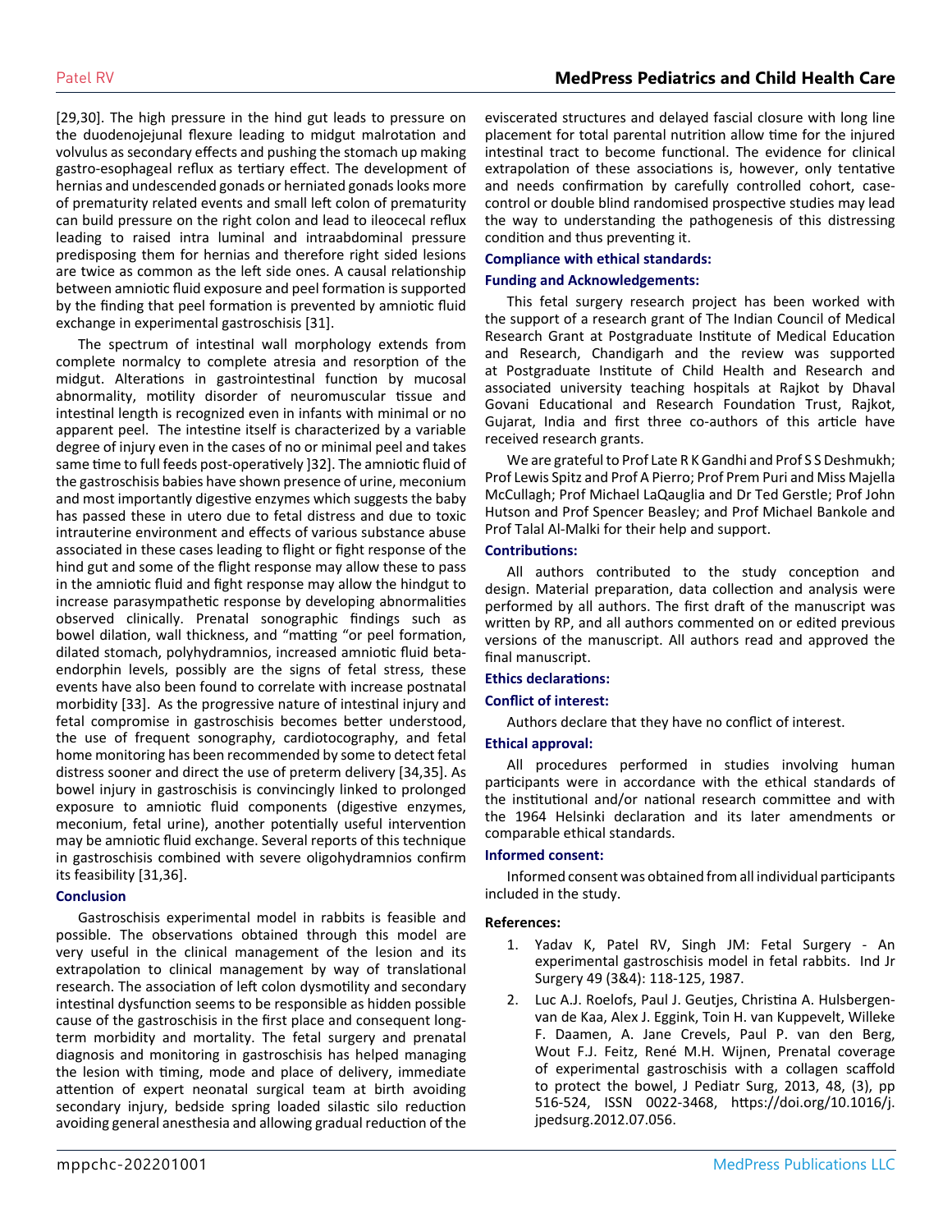[29,30]. The high pressure in the hind gut leads to pressure on the duodenojejunal flexure leading to midgut malrotation and volvulus as secondary effects and pushing the stomach up making gastro-esophageal reflux as tertiary effect. The development of hernias and undescended gonads or herniated gonads looks more of prematurity related events and small left colon of prematurity can build pressure on the right colon and lead to ileocecal reflux leading to raised intra luminal and intraabdominal pressure predisposing them for hernias and therefore right sided lesions are twice as common as the left side ones. A causal relationship between amniotic fluid exposure and peel formation is supported by the finding that peel formation is prevented by amniotic fluid exchange in experimental gastroschisis [31].

The spectrum of intestinal wall morphology extends from complete normalcy to complete atresia and resorption of the midgut. Alterations in gastrointestinal function by mucosal abnormality, motility disorder of neuromuscular tissue and intestinal length is recognized even in infants with minimal or no apparent peel. The intestine itself is characterized by a variable degree of injury even in the cases of no or minimal peel and takes same time to full feeds post-operatively ]32]. The amniotic fluid of the gastroschisis babies have shown presence of urine, meconium and most importantly digestive enzymes which suggests the baby has passed these in utero due to fetal distress and due to toxic intrauterine environment and effects of various substance abuse associated in these cases leading to flight or fight response of the hind gut and some of the flight response may allow these to pass in the amniotic fluid and fight response may allow the hindgut to increase parasympathetic response by developing abnormalities observed clinically. Prenatal sonographic findings such as bowel dilation, wall thickness, and "matting "or peel formation, dilated stomach, polyhydramnios, increased amniotic fluid beta-endorphin levels, possibly are the signs of fetal stress, these events have also been found to correlate with increase postnatal morbidity [33]. As the progressive nature of intestinal injury and fetal compromise in gastroschisis becomes better understood, the use of frequent sonography, cardiotocography, and fetal home monitoring has been recommended by some to detect fetal distress sooner and direct the use of preterm delivery [34,35]. As bowel injury in gastroschisis is convincingly linked to prolonged exposure to amniotic fluid components (digestive enzymes, meconium, fetal urine), another potentially useful intervention may be amniotic fluid exchange. Several reports of this technique in gastroschisis combined with severe oligohydramnios confirm its feasibility [31,36].

## Conclusion

Gastroschisis experimental model in rabbits is feasible and possible. The observations obtained through this model are very useful in the clinical management of the lesion and its extrapolation to clinical management by way of translational research. The association of left colon dysmotility and secondary intestinal dysfunction seems to be responsible as hidden possible cause of the gastroschisis in the first place and consequent long-term morbidity and mortality. The fetal surgery and prenatal diagnosis and monitoring in gastroschisis has helped managing the lesion with timing, mode and place of delivery, immediate attention of expert neonatal surgical team at birth avoiding secondary injury, bedside spring loaded silastic silo reduction avoiding general anesthesia and allowing gradual reduction of the eviscerated structures and delayed fascial closure with long line placement for total parental nutrition allow time for the injured intestinal tract to become functional. The evidence for clinical extrapolation of these associations is, however, only tentative and needs confirmation by carefully controlled cohort, case-control or double blind randomised prospective studies may lead the way to understanding the pathogenesis of this distressing condition and thus preventing it.

## Compliance with ethical standards:

### Funding and Acknowledgements:

This fetal surgery research project has been worked with the support of a research grant of The Indian Council of Medical Research Grant at Postgraduate Institute of Medical Education and Research, Chandigarh and the review was supported at Postgraduate Institute of Child Health and Research and associated university teaching hospitals at Rajkot by Dhaval Govani Educational and Research Foundation Trust, Rajkot, Gujarat, India and first three co-authors of this article have received research grants.

We are grateful to Prof Late R K Gandhi and Prof S S Deshmukh; Prof Lewis Spitz and Prof A Pierro; Prof Prem Puri and Miss Majella McCullagh; Prof Michael LaQauglia and Dr Ted Gerstle; Prof John Hutson and Prof Spencer Beasley; and Prof Michael Bankole and Prof Talal Al-Malki for their help and support.

### Contributions:

All authors contributed to the study conception and design. Material preparation, data collection and analysis were performed by all authors. The first draft of the manuscript was written by RP, and all authors commented on or edited previous versions of the manuscript. All authors read and approved the final manuscript.

### Ethics declarations:

### Conflict of interest:

Authors declare that they have no conflict of interest.

### Ethical approval:

All procedures performed in studies involving human participants were in accordance with the ethical standards of the institutional and/or national research committee and with the 1964 Helsinki declaration and its later amendments or comparable ethical standards.

### Informed consent:

Informed consent was obtained from all individual participants included in the study.

## References:

1. Yadav K, Patel RV, Singh JM: Fetal Surgery - An experimental gastroschisis model in fetal rabbits. Ind Jr Surgery 49 (3&4): 118-125, 1987.
2. Luc A.J. Roelofs, Paul J. Geutjes, Christina A. Hulsbergen-van de Kaa, Alex J. Eggink, Toin H. van Kuppevelt, Willeke F. Daamen, A. Jane Crevels, Paul P. van den Berg, Wout F.J. Feitz, René M.H. Wijnen, Prenatal coverage of experimental gastroschisis with a collagen scaffold to protect the bowel, J Pediatr Surg, 2013, 48, (3), pp 516-524, ISSN 0022-3468, https://doi.org/10.1016/j.jpedsurg.2012.07.056.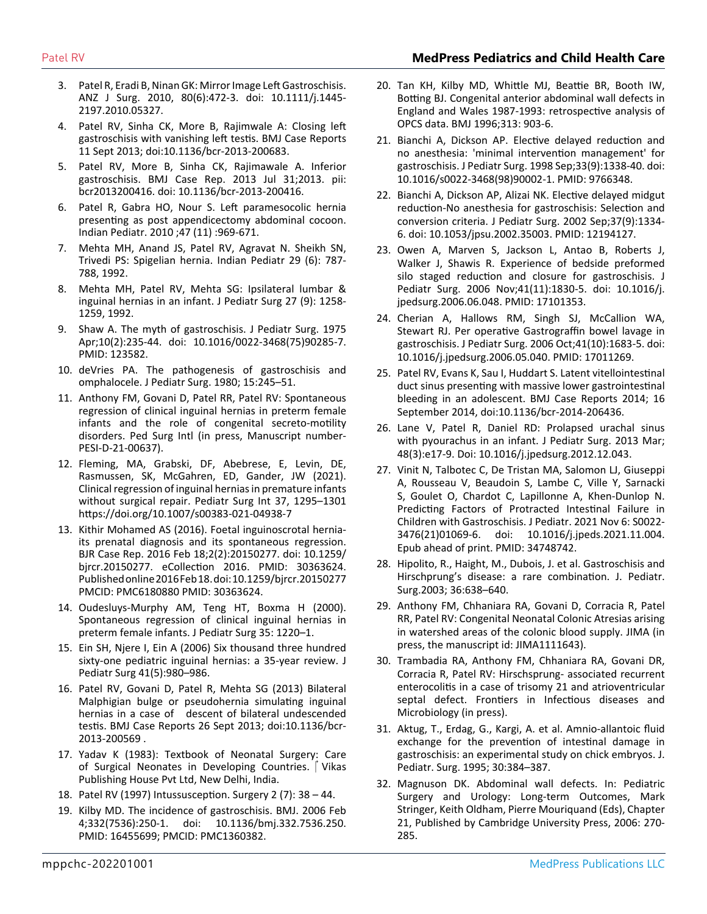3. Patel R, Eradi B, Ninan GK: Mirror Image Left Gastroschisis. ANZ J Surg. 2010, 80(6):472-3. doi: 10.1111/j.1445-2197.2010.05327.
4. Patel RV, Sinha CK, More B, Rajimwale A: Closing left gastroschisis with vanishing left testis. BMJ Case Reports 11 Sept 2013; doi:10.1136/bcr-2013-200683.
5. Patel RV, More B, Sinha CK, Rajimwale A. Inferior gastroschisis. BMJ Case Rep. 2013 Jul 31;2013. pii: bcr2013200416. doi: 10.1136/bcr-2013-200416.
6. Patel R, Gabra HO, Nour S. Left paramesocolic hernia presenting as post appendicectomy abdominal cocoon. Indian Pediatr. 2010 ;47 (11) :969-671.
7. Mehta MH, Anand JS, Patel RV, Agravat N. Sheikh SN, Trivedi PS: Spigelian hernia. Indian Pediatr 29 (6): 787-788, 1992.
8. Mehta MH, Patel RV, Mehta SG: Ipsilateral lumbar & inguinal hernias in an infant. J Pediatr Surg 27 (9): 1258-1259, 1992.
9. Shaw A. The myth of gastroschisis. J Pediatr Surg. 1975 Apr;10(2):235-44. doi: 10.1016/0022-3468(75)90285-7. PMID: 123582.
10. deVries PA. The pathogenesis of gastroschisis and omphalocele. J Pediatr Surg. 1980; 15:245–51.
11. Anthony FM, Govani D, Patel RR, Patel RV: Spontaneous regression of clinical inguinal hernias in preterm female infants and the role of congenital secreto-motility disorders. Ped Surg Intl (in press, Manuscript number-PESI-D-21-00637).
12. Fleming, MA, Grabski, DF, Abebrese, E, Levin, DE, Rasmussen, SK, McGahren, ED, Gander, JW (2021). Clinical regression of inguinal hernias in premature infants without surgical repair. Pediatr Surg Int 37, 1295–1301 https://doi.org/10.1007/s00383-021-04938-7
13. Kithir Mohamed AS (2016). Foetal inguinoscrotal hernia-its prenatal diagnosis and its spontaneous regression. BJR Case Rep. 2016 Feb 18;2(2):20150277. doi: 10.1259/bjrcr.20150277. eCollection 2016. PMID: 30363624. Published online 2016 Feb 18. doi: 10.1259/bjrcr.20150277 PMCID: PMC6180880 PMID: 30363624.
14. Oudesluys-Murphy AM, Teng HT, Boxma H (2000). Spontaneous regression of clinical inguinal hernias in preterm female infants. J Pediatr Surg 35: 1220–1.
15. Ein SH, Njere I, Ein A (2006) Six thousand three hundred sixty-one pediatric inguinal hernias: a 35-year review. J Pediatr Surg 41(5):980–986.
16. Patel RV, Govani D, Patel R, Mehta SG (2013) Bilateral Malphigian bulge or pseudohernia simulating inguinal hernias in a case of descent of bilateral undescended testis. BMJ Case Reports 26 Sept 2013; doi:10.1136/bcr-2013-200569 .
17. Yadav K (1983): Textbook of Neonatal Surgery: Care of Surgical Neonates in Developing Countries. ⌈Vikas Publishing House Pvt Ltd, New Delhi, India.
18. Patel RV (1997) Intussusception. Surgery 2 (7): 38 – 44.
19. Kilby MD. The incidence of gastroschisis. BMJ. 2006 Feb 4;332(7536):250-1. doi: 10.1136/bmj.332.7536.250. PMID: 16455699; PMCID: PMC1360382.
20. Tan KH, Kilby MD, Whittle MJ, Beattie BR, Booth IW, Botting BJ. Congenital anterior abdominal wall defects in England and Wales 1987-1993: retrospective analysis of OPCS data. BMJ 1996;313: 903-6.
21. Bianchi A, Dickson AP. Elective delayed reduction and no anesthesia: 'minimal intervention management' for gastroschisis. J Pediatr Surg. 1998 Sep;33(9):1338-40. doi: 10.1016/s0022-3468(98)90002-1. PMID: 9766348.
22. Bianchi A, Dickson AP, Alizai NK. Elective delayed midgut reduction-No anesthesia for gastroschisis: Selection and conversion criteria. J Pediatr Surg. 2002 Sep;37(9):1334-6. doi: 10.1053/jpsu.2002.35003. PMID: 12194127.
23. Owen A, Marven S, Jackson L, Antao B, Roberts J, Walker J, Shawis R. Experience of bedside preformed silo staged reduction and closure for gastroschisis. J Pediatr Surg. 2006 Nov;41(11):1830-5. doi: 10.1016/j.jpedsurg.2006.06.048. PMID: 17101353.
24. Cherian A, Hallows RM, Singh SJ, McCallion WA, Stewart RJ. Per operative Gastroggraffin bowel lavage in gastroschisis. J Pediatr Surg. 2006 Oct;41(10):1683-5. doi: 10.1016/j.jpedsurg.2006.05.040. PMID: 17011269.
25. Patel RV, Evans K, Sau I, Huddart S. Latent vitellointestinal duct sinus presenting with massive lower gastrointestinal bleeding in an adolescent. BMJ Case Reports 2014; 16 September 2014, doi:10.1136/bcr-2014-206436.
26. Lane V, Patel R, Daniel RD: Prolapsed urachal sinus with pyourachus in an infant. J Pediatr Surg. 2013 Mar; 48(3):e17-9. Doi: 10.1016/j.jpedsurg.2012.12.043.
27. Vinit N, Talbotec C, De Tristan MA, Salomon LJ, Giuseppi A, Rousseau V, Beaudoin S, Lambe C, Ville Y, Sarnacki S, Goulet O, Chardot C, Lapillonne A, Khen-Dunlop N. Predicting Factors of Protracted Intestinal Failure in Children with Gastroschisis. J Pediatr. 2021 Nov 6: S0022-3476(21)01069-6. doi: 10.1016/j.jpeds.2021.11.004. Epub ahead of print. PMID: 34748742.
28. Hipolito, R., Haight, M., Dubois, J. et al. Gastroschisis and Hirschsprung's disease: a rare combination. J. Pediatr. Surg.2003; 36:638–640.
29. Anthony FM, Chhaniara RA, Govani D, Corracia R, Patel RR, Patel RV: Congenital Neonatal Colonic Atresias arising in watershed areas of the colonic blood supply. JIMA (in press, the manuscript id: JIMA1111643).
30. Trambadia RA, Anthony FM, Chhaniara RA, Govani DR, Corracia R, Patel RV: Hirschsprung- associated recurrent enterocolitis in a case of trisomy 21 and atrioventricular septal defect. Frontiers in Infectious diseases and Microbiology (in press).
31. Aktug, T., Erdag, G., Kargi, A. et al. Amnio-allantoic fluid exchange for the prevention of intestinal damage in gastroschisis: an experimental study on chick embryos. J. Pediatr. Surg. 1995; 30:384–387.
32. Magnuson DK. Abdominal wall defects. In: Pediatric Surgery and Urology: Long-term Outcomes, Mark Stringer, Keith Oldham, Pierre Mouriquand (Eds), Chapter 21, Published by Cambridge University Press, 2006: 270-285.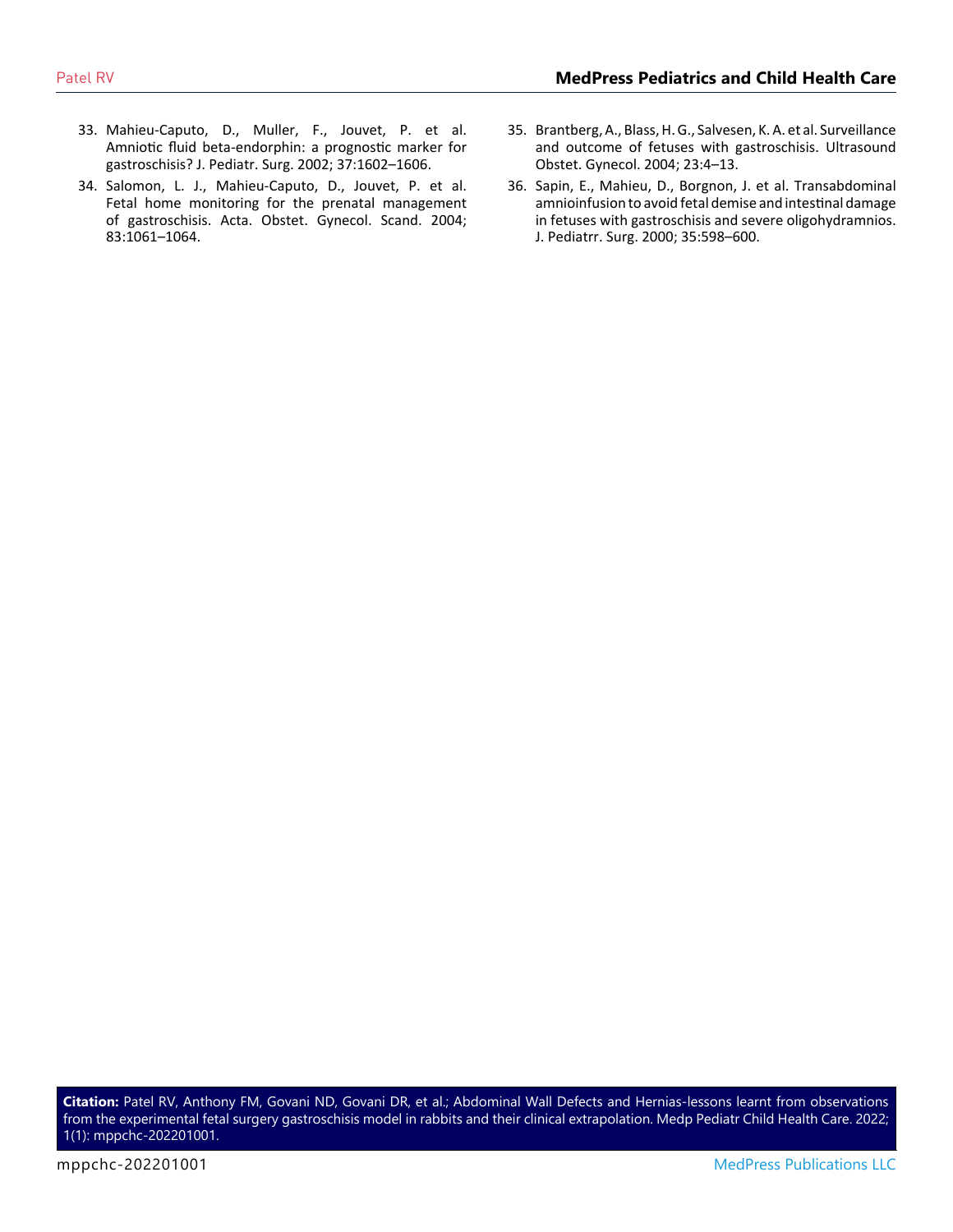33. Mahieu-Caputo, D., Muller, F., Jouvet, P. et al. Amniotic fluid beta-endorphin: a prognostic marker for gastroschisis? J. Pediatr. Surg. 2002; 37:1602–1606.
34. Salomon, L. J., Mahieu-Caputo, D., Jouvet, P. et al. Fetal home monitoring for the prenatal management of gastroschisis. Acta. Obstet. Gynecol. Scand. 2004; 83:1061–1064.
35. Brantberg, A., Blass, H. G., Salvesen, K. A. et al. Surveillance and outcome of fetuses with gastroschisis. Ultrasound Obstet. Gynecol. 2004; 23:4–13.
36. Sapin, E., Mahieu, D., Borgnon, J. et al. Transabdominal amnioinfusion to avoid fetal demise and intestinal damage in fetuses with gastroschisis and severe oligohydramnios. J. Pediatrr. Surg. 2000; 35:598–600.

**Citation:** Patel RV, Anthony FM, Govani ND, Govani DR, et al.; Abdominal Wall Defects and Hernias-lessons learnt from observations from the experimental fetal surgery gastroschisis model in rabbits and their clinical extrapolation. Medp Pediatr Child Health Care. 2022; 1(1): mppchc-202201001.